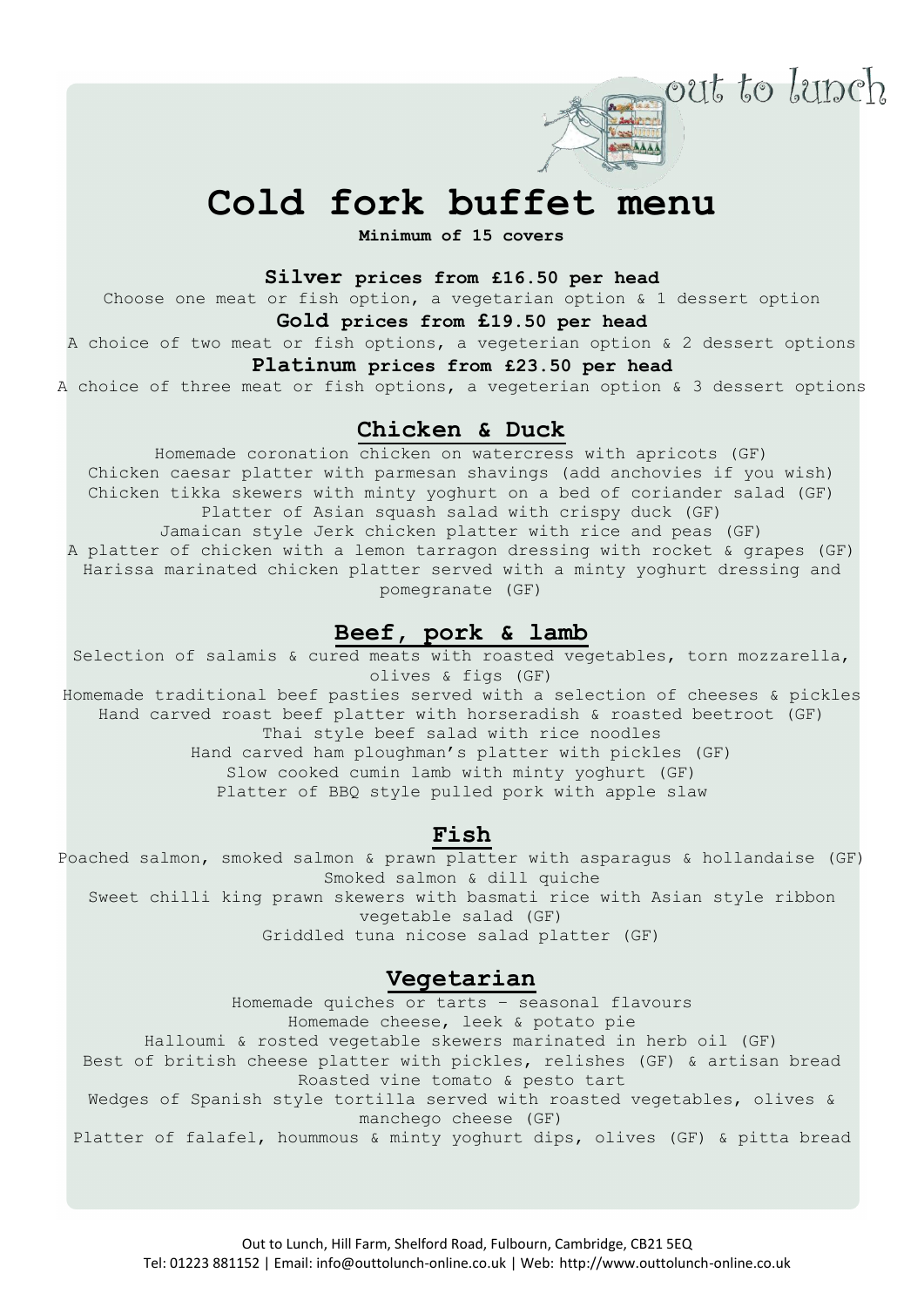out to lunch

# Cold fork buffet menu

**Minimum of 15 covers**

**Silver prices from £16.50 per head**

Choose one meat or fish option, a vegetarian option & 1 dessert option

**Gold prices from £19.50 per head**

A choice of two meat or fish options, a vegeterian option & 2 dessert options

**Platinum prices from £23.50 per head**

A choice of three meat or fish options, a vegeterian option & 3 dessert options

## Chicken & Duck

Homemade coronation chicken on watercress with apricots (GF)
Chicken caesar platter with parmesan shavings (add anchovies if you wish)
Chicken tikka skewers with minty yoghurt on a bed of coriander salad (GF)
Platter of Asian squash salad with crispy duck (GF)
Jamaican style Jerk chicken platter with rice and peas (GF)
A platter of chicken with a lemon tarragon dressing with rocket & grapes (GF)
Harissa marinated chicken platter served with a minty yoghurt dressing and pomegranate (GF)

## Beef, pork & lamb

Selection of salamis & cured meats with roasted vegetables, torn mozzarella, olives & figs (GF)
Homemade traditional beef pasties served with a selection of cheeses & pickles
Hand carved roast beef platter with horseradish & roasted beetroot (GF)
Thai style beef salad with rice noodles
Hand carved ham ploughman's platter with pickles (GF)
Slow cooked cumin lamb with minty yoghurt (GF)
Platter of BBQ style pulled pork with apple slaw

## Fish

Poached salmon, smoked salmon & prawn platter with asparagus & hollandaise (GF)
Smoked salmon & dill quiche
Sweet chilli king prawn skewers with basmati rice with Asian style ribbon vegetable salad (GF)
Griddled tuna nicose salad platter (GF)

## Vegetarian

Homemade quiches or tarts – seasonal flavours
Homemade cheese, leek & potato pie
Halloumi & rosted vegetable skewers marinated in herb oil (GF)
Best of british cheese platter with pickles, relishes (GF) & artisan bread
Roasted vine tomato & pesto tart
Wedges of Spanish style tortilla served with roasted vegetables, olives & manchego cheese (GF)
Platter of falafel, hoummous & minty yoghurt dips, olives (GF) & pitta bread

Out to Lunch, Hill Farm, Shelford Road, Fulbourn, Cambridge, CB21 5EQ
Tel: 01223 881152 | Email: info@outtolunch-online.co.uk | Web: http://www.outtolunch-online.co.uk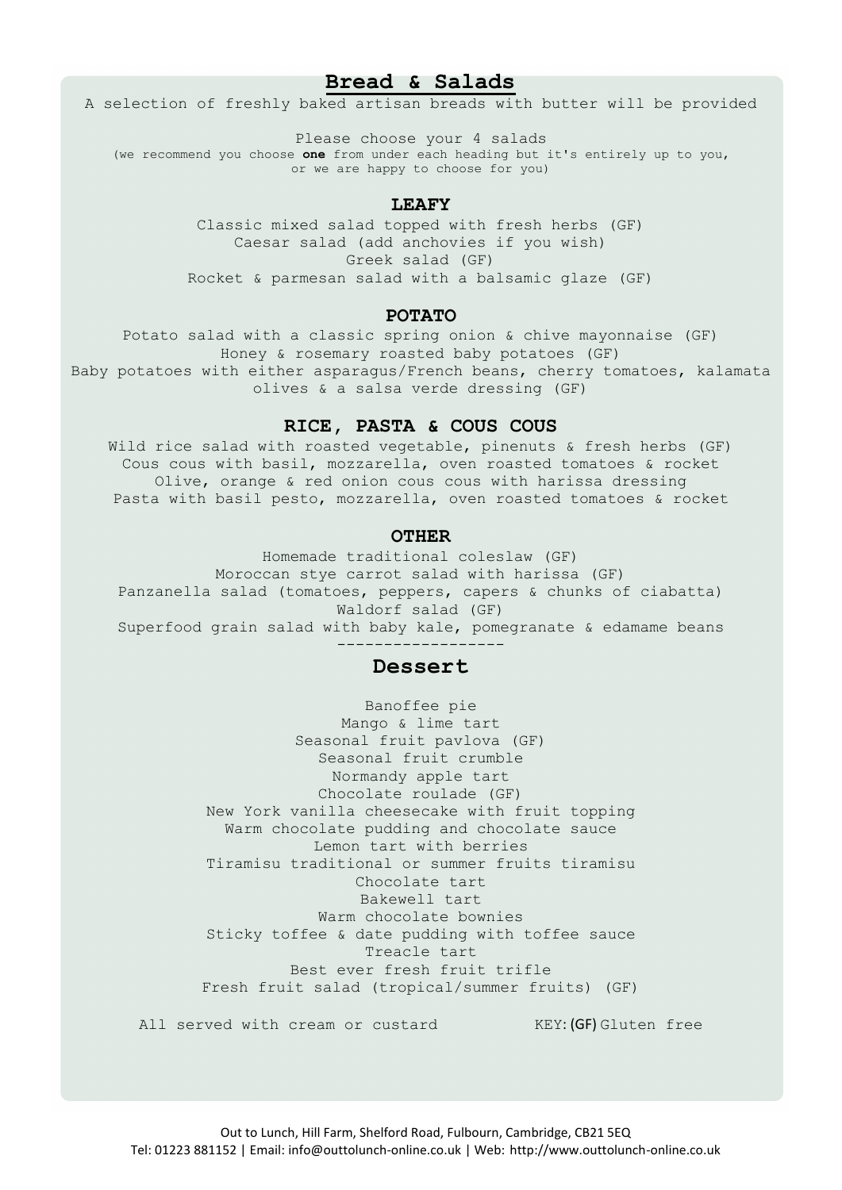## Bread & Salads

A selection of freshly baked artisan breads with butter will be provided

Please choose your 4 salads
(we recommend you choose **one** from under each heading but it's entirely up to you, or we are happy to choose for you)

### LEAFY

Classic mixed salad topped with fresh herbs (GF)
Caesar salad (add anchovies if you wish)
Greek salad (GF)
Rocket & parmesan salad with a balsamic glaze (GF)

### POTATO

Potato salad with a classic spring onion & chive mayonnaise (GF)
Honey & rosemary roasted baby potatoes (GF)
Baby potatoes with either asparagus/French beans, cherry tomatoes, kalamata olives & a salsa verde dressing (GF)

### RICE, PASTA & COUS COUS

Wild rice salad with roasted vegetable, pinenuts & fresh herbs (GF)
Cous cous with basil, mozzarella, oven roasted tomatoes & rocket
Olive, orange & red onion cous cous with harissa dressing
Pasta with basil pesto, mozzarella, oven roasted tomatoes & rocket

### OTHER

Homemade traditional coleslaw (GF)
Moroccan stye carrot salad with harissa (GF)
Panzanella salad (tomatoes, peppers, capers & chunks of ciabatta)
Waldorf salad (GF)
Superfood grain salad with baby kale, pomegranate & edamame beans

------------------

## Dessert

Banoffee pie
Mango & lime tart
Seasonal fruit pavlova (GF)
Seasonal fruit crumble
Normandy apple tart
Chocolate roulade (GF)
New York vanilla cheesecake with fruit topping
Warm chocolate pudding and chocolate sauce
Lemon tart with berries
Tiramisu traditional or summer fruits tiramisu
Chocolate tart
Bakewell tart
Warm chocolate bownies
Sticky toffee & date pudding with toffee sauce
Treacle tart
Best ever fresh fruit trifle
Fresh fruit salad (tropical/summer fruits) (GF)

All served with cream or custard

KEY: (GF) Gluten free

Out to Lunch, Hill Farm, Shelford Road, Fulbourn, Cambridge, CB21 5EQ
Tel: 01223 881152 | Email: info@outtolunch-online.co.uk | Web: http://www.outtolunch-online.co.uk